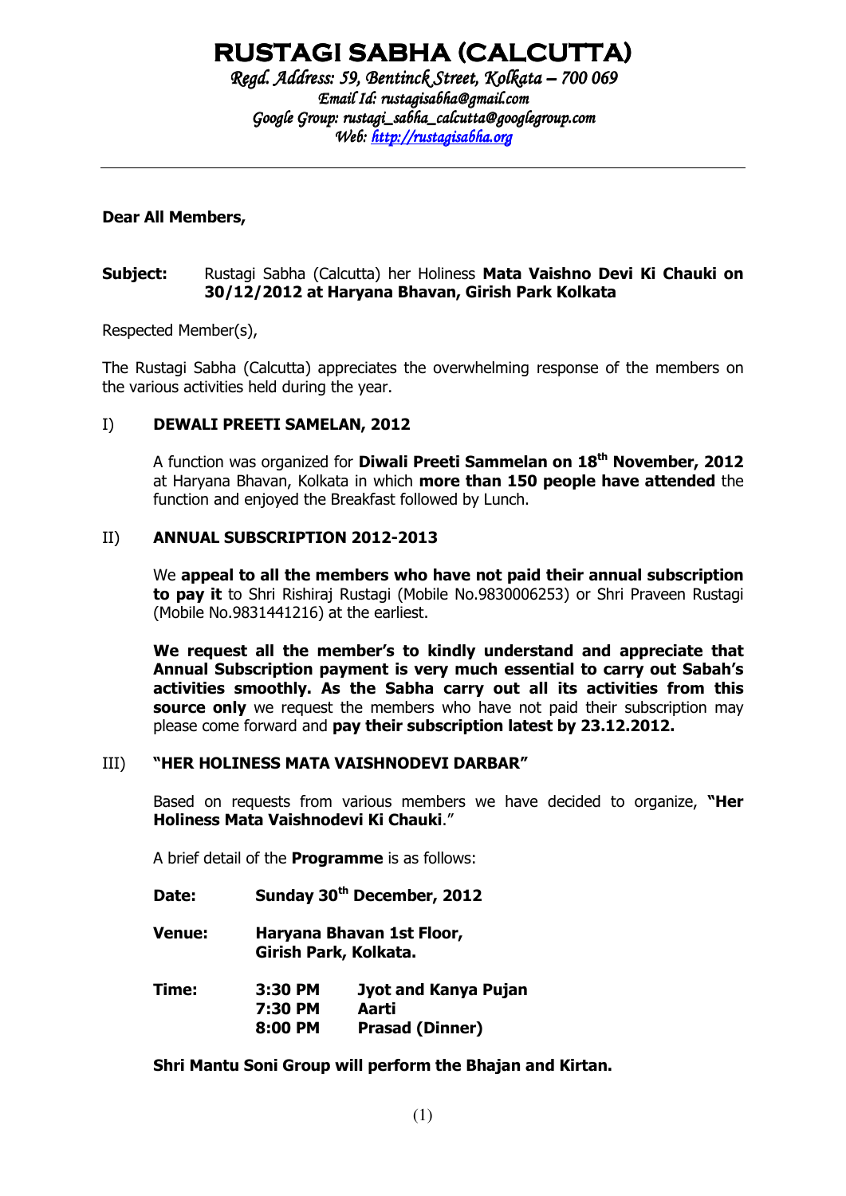# RUSTAGI SABHA (CALCUTTA)

*Regd. Address: 59, Bentinck Street, Kolkata – 700 069*
*Email Id: rustagisabha@gmail.com*
*Google Group: rustagi_sabha_calcutta@googlegroup.com*
*Web: http://rustagisabha.org*

---

**Dear All Members,**

**Subject:** Rustagi Sabha (Calcutta) her Holiness **Mata Vaishno Devi Ki Chauki on 30/12/2012 at Haryana Bhavan, Girish Park Kolkata**

Respected Member(s),

The Rustagi Sabha (Calcutta) appreciates the overwhelming response of the members on the various activities held during the year.

I) **DEWALI PREETI SAMELAN, 2012**

A function was organized for **Diwali Preeti Sammelan on 18th November, 2012** at Haryana Bhavan, Kolkata in which **more than 150 people have attended** the function and enjoyed the Breakfast followed by Lunch.

II) **ANNUAL SUBSCRIPTION 2012-2013**

We **appeal to all the members who have not paid their annual subscription to pay it** to Shri Rishiraj Rustagi (Mobile No.9830006253) or Shri Praveen Rustagi (Mobile No.9831441216) at the earliest.

**We request all the member's to kindly understand and appreciate that Annual Subscription payment is very much essential to carry out Sabah's activities smoothly. As the Sabha carry out all its activities from this source only** we request the members who have not paid their subscription may please come forward and **pay their subscription latest by 23.12.2012.**

III) **"HER HOLINESS MATA VAISHNODEVI DARBAR"**

Based on requests from various members we have decided to organize, **"Her Holiness Mata Vaishnodevi Ki Chauki**."

A brief detail of the **Programme** is as follows:

**Date:** **Sunday 30th December, 2012**

**Venue:** **Haryana Bhavan 1st Floor, Girish Park, Kolkata.**

| | | |
|---|---|---|
| **Time:** | **3:30 PM** | **Jyot and Kanya Pujan** |
| | **7:30 PM** | **Aarti** |
| | **8:00 PM** | **Prasad (Dinner)** |

**Shri Mantu Soni Group will perform the Bhajan and Kirtan.**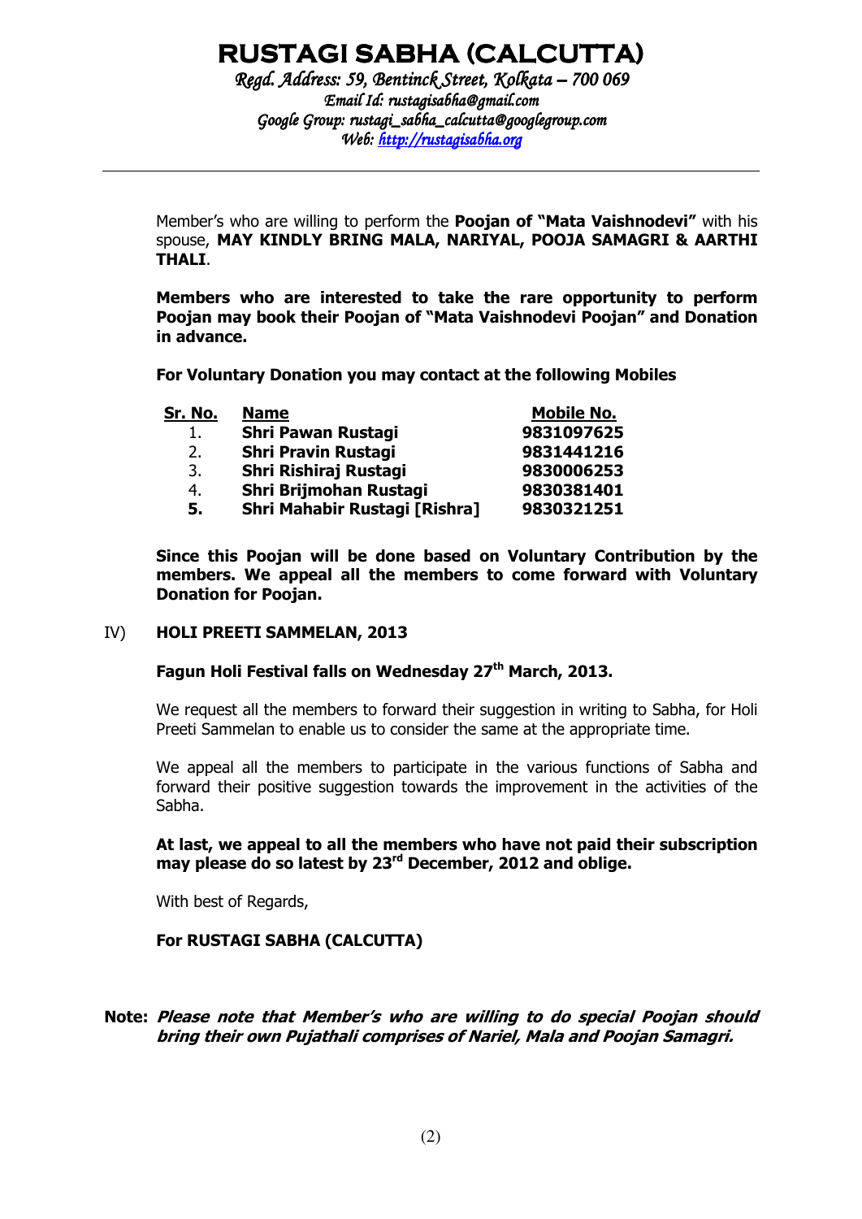# RUSTAGI SABHA (CALCUTTA)

*Regd. Address: 59, Bentinck Street, Kolkata – 700 069*
*Email Id: rustagisabha@gmail.com*
*Google Group: rustagi_sabha_calcutta@googlegroup.com*
*Web: http://rustagisabha.org*

---

Member's who are willing to perform the **Poojan of "Mata Vaishnodevi"** with his spouse, **MAY KINDLY BRING MALA, NARIYAL, POOJA SAMAGRI & AARTHI THALI**.

**Members who are interested to take the rare opportunity to perform Poojan may book their Poojan of "Mata Vaishnodevi Poojan" and Donation in advance.**

**For Voluntary Donation you may contact at the following Mobiles**

| Sr. No. | Name | Mobile No. |
|---|---|---|
| 1. | **Shri Pawan Rustagi** | **9831097625** |
| 2. | **Shri Pravin Rustagi** | **9831441216** |
| 3. | **Shri Rishiraj Rustagi** | **9830006253** |
| 4. | **Shri Brijmohan Rustagi** | **9830381401** |
| **5.** | **Shri Mahabir Rustagi [Rishra]** | **9830321251** |

**Since this Poojan will be done based on Voluntary Contribution by the members. We appeal all the members to come forward with Voluntary Donation for Poojan.**

IV) **HOLI PREETI SAMMELAN, 2013**

**Fagun Holi Festival falls on Wednesday 27th March, 2013.**

We request all the members to forward their suggestion in writing to Sabha, for Holi Preeti Sammelan to enable us to consider the same at the appropriate time.

We appeal all the members to participate in the various functions of Sabha and forward their positive suggestion towards the improvement in the activities of the Sabha.

**At last, we appeal to all the members who have not paid their subscription may please do so latest by 23rd December, 2012 and oblige.**

With best of Regards,

**For RUSTAGI SABHA (CALCUTTA)**

**Note:** ***Please note that Member's who are willing to do special Poojan should bring their own Pujathali comprises of Nariel, Mala and Poojan Samagri.***